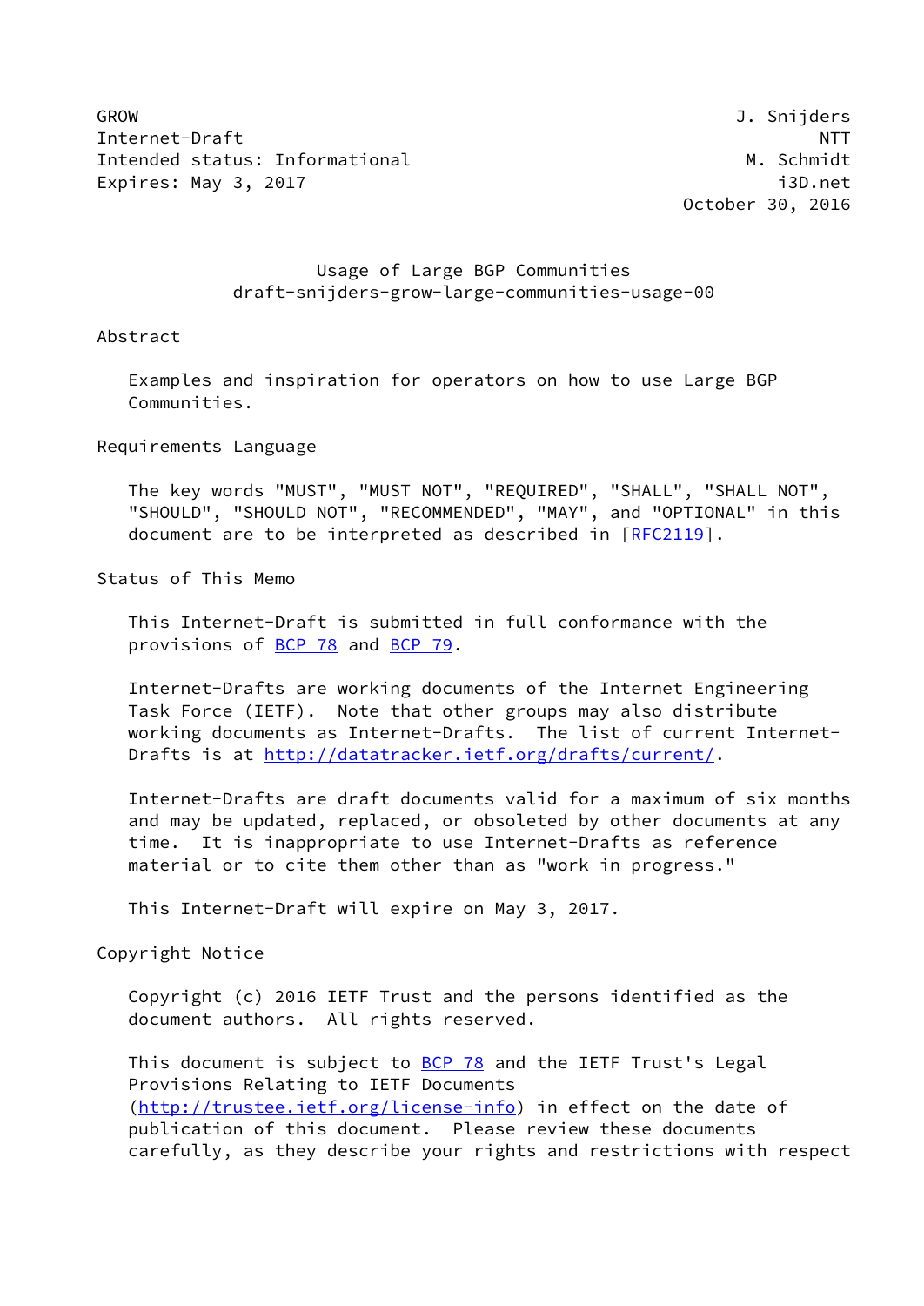GROW | J. Snijders
---|---
Internet-Draft | NTT
Intended status: Informational | M. Schmidt
Expires: May 3, 2017 | i3D.net
 | October 30, 2016

# Usage of Large BGP Communities
## draft-snijders-grow-large-communities-usage-00

## Abstract

Examples and inspiration for operators on how to use Large BGP Communities.

## Requirements Language

The key words "MUST", "MUST NOT", "REQUIRED", "SHALL", "SHALL NOT", "SHOULD", "SHOULD NOT", "RECOMMENDED", "MAY", and "OPTIONAL" in this document are to be interpreted as described in [RFC2119].

## Status of This Memo

This Internet-Draft is submitted in full conformance with the provisions of BCP 78 and BCP 79.

Internet-Drafts are working documents of the Internet Engineering Task Force (IETF). Note that other groups may also distribute working documents as Internet-Drafts. The list of current Internet-Drafts is at http://datatracker.ietf.org/drafts/current/.

Internet-Drafts are draft documents valid for a maximum of six months and may be updated, replaced, or obsoleted by other documents at any time. It is inappropriate to use Internet-Drafts as reference material or to cite them other than as "work in progress."

This Internet-Draft will expire on May 3, 2017.

## Copyright Notice

Copyright (c) 2016 IETF Trust and the persons identified as the document authors. All rights reserved.

This document is subject to BCP 78 and the IETF Trust's Legal Provisions Relating to IETF Documents (http://trustee.ietf.org/license-info) in effect on the date of publication of this document. Please review these documents carefully, as they describe your rights and restrictions with respect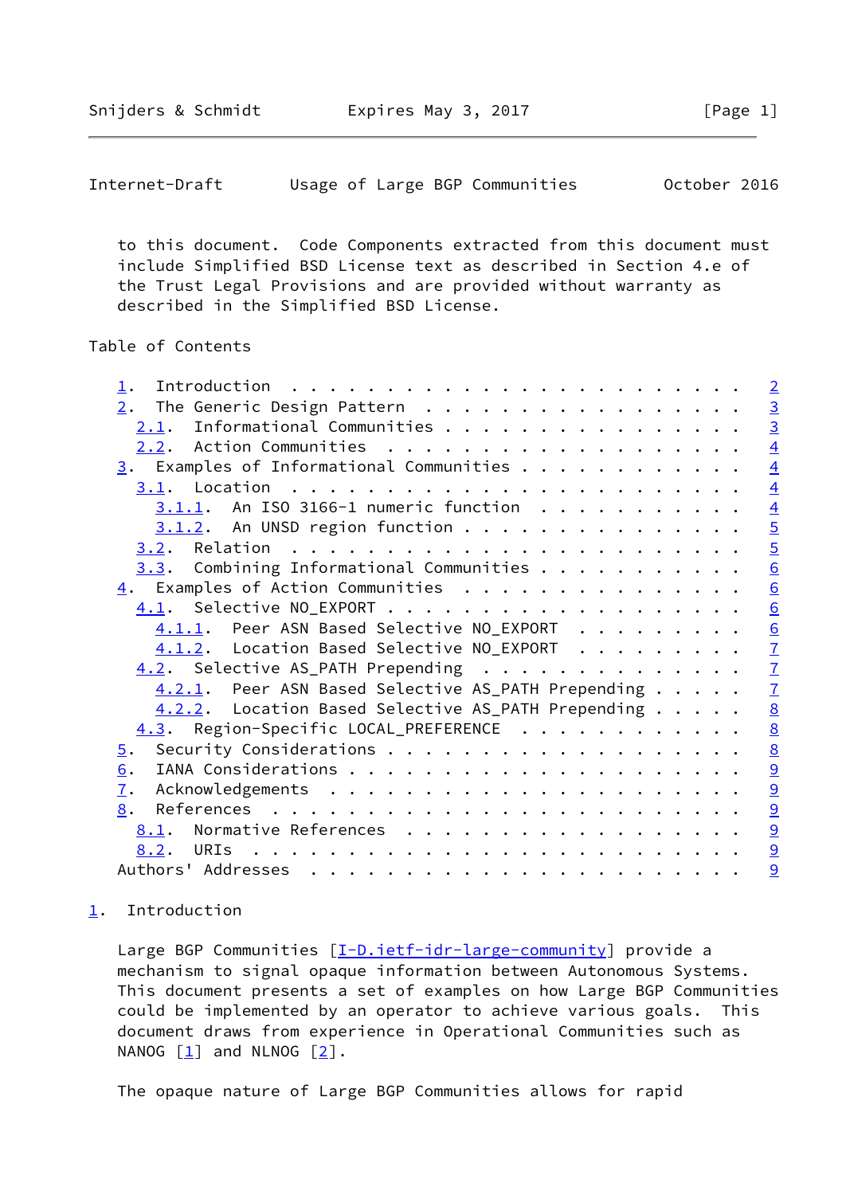to this document. Code Components extracted from this document must include Simplified BSD License text as described in Section 4.e of the Trust Legal Provisions and are provided without warranty as described in the Simplified BSD License.

Table of Contents

- 1. Introduction . . . . . . . . . . . . . . . . . . . . . . . . 2
- 2. The Generic Design Pattern . . . . . . . . . . . . . . . . . 3
  - 2.1. Informational Communities . . . . . . . . . . . . . . . . 3
  - 2.2. Action Communities . . . . . . . . . . . . . . . . . . . 4
- 3. Examples of Informational Communities . . . . . . . . . . . . 4
  - 3.1. Location . . . . . . . . . . . . . . . . . . . . . . . . 4
    - 3.1.1. An ISO 3166-1 numeric function . . . . . . . . . . . 4
    - 3.1.2. An UNSD region function . . . . . . . . . . . . . . . 5
  - 3.2. Relation . . . . . . . . . . . . . . . . . . . . . . . . 5
  - 3.3. Combining Informational Communities . . . . . . . . . . . 6
- 4. Examples of Action Communities . . . . . . . . . . . . . . . 6
  - 4.1. Selective NO_EXPORT . . . . . . . . . . . . . . . . . . . 6
    - 4.1.1. Peer ASN Based Selective NO_EXPORT . . . . . . . . . 6
    - 4.1.2. Location Based Selective NO_EXPORT . . . . . . . . . 7
  - 4.2. Selective AS_PATH Prepending . . . . . . . . . . . . . . 7
    - 4.2.1. Peer ASN Based Selective AS_PATH Prepending . . . . . 7
    - 4.2.2. Location Based Selective AS_PATH Prepending . . . . . 8
  - 4.3. Region-Specific LOCAL_PREFERENCE . . . . . . . . . . . . 8
- 5. Security Considerations . . . . . . . . . . . . . . . . . . . 8
- 6. IANA Considerations . . . . . . . . . . . . . . . . . . . . . 9
- 7. Acknowledgements . . . . . . . . . . . . . . . . . . . . . . 9
- 8. References . . . . . . . . . . . . . . . . . . . . . . . . . 9
  - 8.1. Normative References . . . . . . . . . . . . . . . . . . 9
  - 8.2. URIs . . . . . . . . . . . . . . . . . . . . . . . . . . 9
- Authors' Addresses . . . . . . . . . . . . . . . . . . . . . . . 9

## 1. Introduction

Large BGP Communities [I-D.ietf-idr-large-community] provide a mechanism to signal opaque information between Autonomous Systems. This document presents a set of examples on how Large BGP Communities could be implemented by an operator to achieve various goals. This document draws from experience in Operational Communities such as NANOG [1] and NLNOG [2].

The opaque nature of Large BGP Communities allows for rapid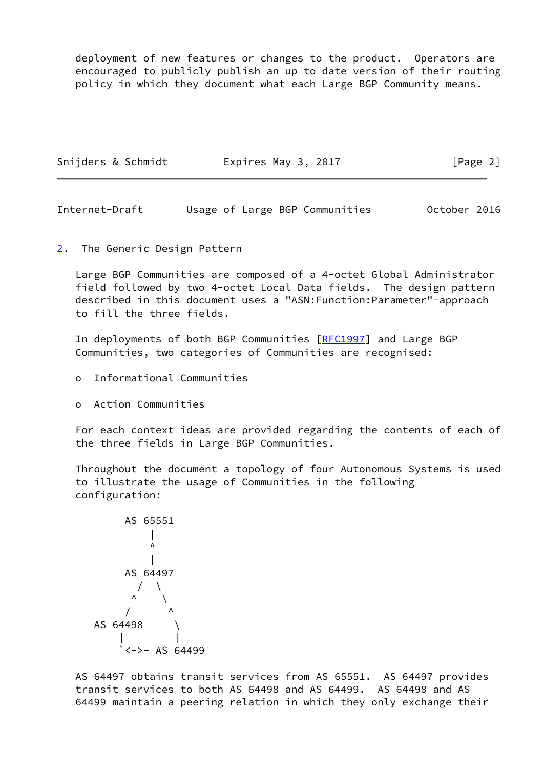deployment of new features or changes to the product. Operators are encouraged to publicly publish an up to date version of their routing policy in which they document what each Large BGP Community means.

## 2. The Generic Design Pattern

Large BGP Communities are composed of a 4-octet Global Administrator field followed by two 4-octet Local Data fields. The design pattern described in this document uses a "ASN:Function:Parameter"-approach to fill the three fields.

In deployments of both BGP Communities [RFC1997] and Large BGP Communities, two categories of Communities are recognised:

- Informational Communities
- Action Communities

For each context ideas are provided regarding the contents of each of the three fields in Large BGP Communities.

Throughout the document a topology of four Autonomous Systems is used to illustrate the usage of Communities in the following configuration:

```
        AS 65551
            |
            ^
            |
        AS 64497
          /  \
         ^    \
        /      ^
   AS 64498     \
       |         |
       `<->- AS 64499
```

AS 64497 obtains transit services from AS 65551. AS 64497 provides transit services to both AS 64498 and AS 64499. AS 64498 and AS 64499 maintain a peering relation in which they only exchange their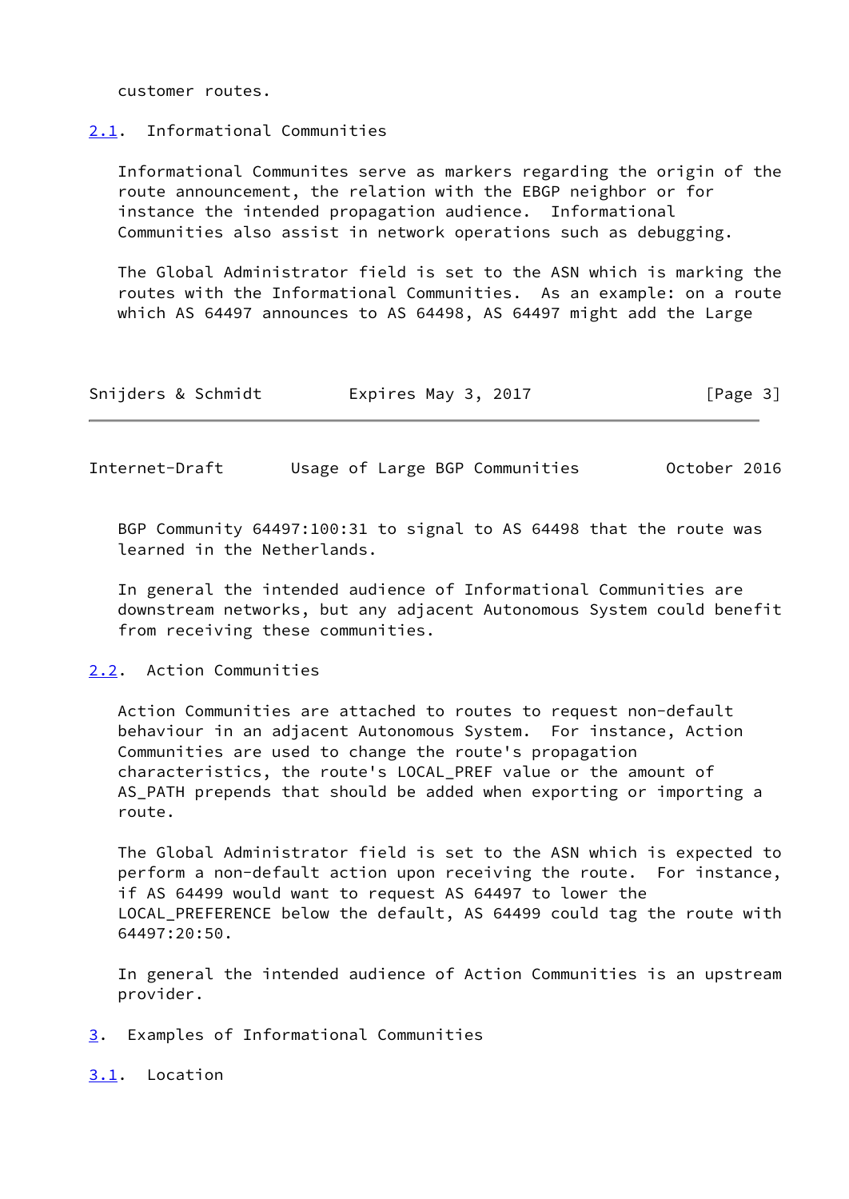customer routes.

### 2.1. Informational Communities

Informational Communites serve as markers regarding the origin of the route announcement, the relation with the EBGP neighbor or for instance the intended propagation audience. Informational Communities also assist in network operations such as debugging.

The Global Administrator field is set to the ASN which is marking the routes with the Informational Communities. As an example: on a route which AS 64497 announces to AS 64498, AS 64497 might add the Large BGP Community 64497:100:31 to signal to AS 64498 that the route was learned in the Netherlands.

In general the intended audience of Informational Communities are downstream networks, but any adjacent Autonomous System could benefit from receiving these communities.

### 2.2. Action Communities

Action Communities are attached to routes to request non-default behaviour in an adjacent Autonomous System. For instance, Action Communities are used to change the route's propagation characteristics, the route's LOCAL_PREF value or the amount of AS_PATH prepends that should be added when exporting or importing a route.

The Global Administrator field is set to the ASN which is expected to perform a non-default action upon receiving the route. For instance, if AS 64499 would want to request AS 64497 to lower the LOCAL_PREFERENCE below the default, AS 64499 could tag the route with 64497:20:50.

In general the intended audience of Action Communities is an upstream provider.

## 3. Examples of Informational Communities

### 3.1. Location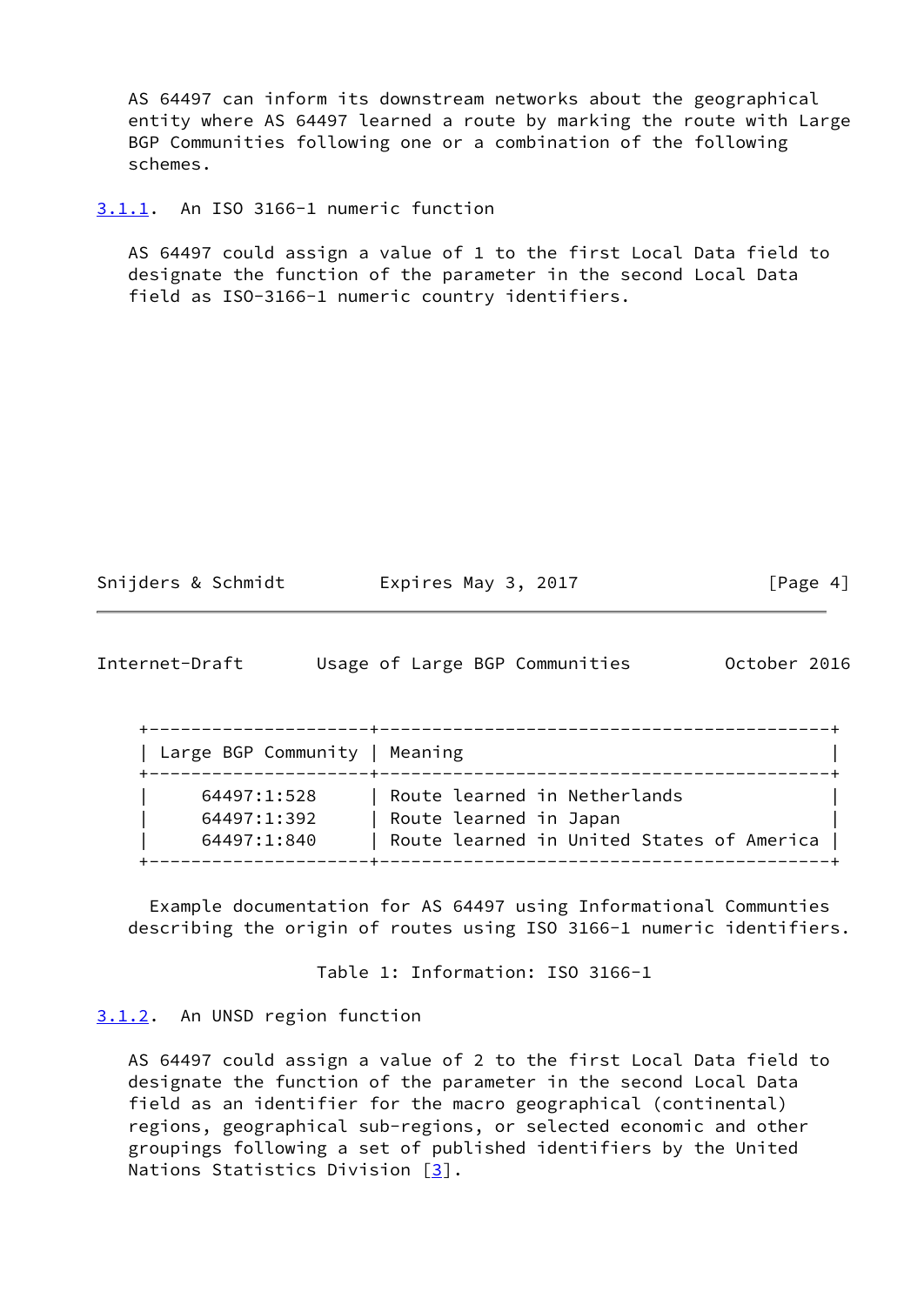AS 64497 can inform its downstream networks about the geographical entity where AS 64497 learned a route by marking the route with Large BGP Communities following one or a combination of the following schemes.

### 3.1.1. An ISO 3166-1 numeric function

AS 64497 could assign a value of 1 to the first Local Data field to designate the function of the parameter in the second Local Data field as ISO-3166-1 numeric country identifiers.

| Large BGP Community | Meaning |
| --- | --- |
| 64497:1:528 | Route learned in Netherlands |
| 64497:1:392 | Route learned in Japan |
| 64497:1:840 | Route learned in United States of America |

Example documentation for AS 64497 using Informational Communties describing the origin of routes using ISO 3166-1 numeric identifiers.

Table 1: Information: ISO 3166-1

### 3.1.2. An UNSD region function

AS 64497 could assign a value of 2 to the first Local Data field to designate the function of the parameter in the second Local Data field as an identifier for the macro geographical (continental) regions, geographical sub-regions, or selected economic and other groupings following a set of published identifiers by the United Nations Statistics Division [3].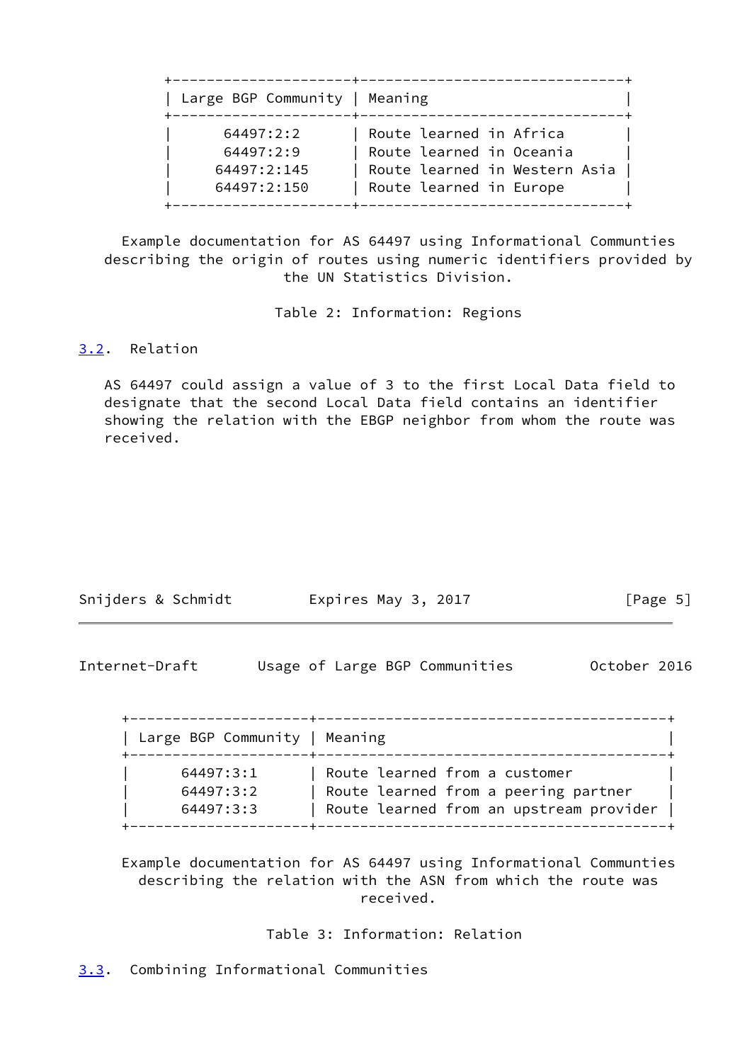| Large BGP Community | Meaning |
| --- | --- |
| 64497:2:2 | Route learned in Africa |
| 64497:2:9 | Route learned in Oceania |
| 64497:2:145 | Route learned in Western Asia |
| 64497:2:150 | Route learned in Europe |

Example documentation for AS 64497 using Informational Communties describing the origin of routes using numeric identifiers provided by the UN Statistics Division.

Table 2: Information: Regions

### 3.2. Relation

AS 64497 could assign a value of 3 to the first Local Data field to designate that the second Local Data field contains an identifier showing the relation with the EBGP neighbor from whom the route was received.

| Large BGP Community | Meaning |
| --- | --- |
| 64497:3:1 | Route learned from a customer |
| 64497:3:2 | Route learned from a peering partner |
| 64497:3:3 | Route learned from an upstream provider |

Example documentation for AS 64497 using Informational Communties describing the relation with the ASN from which the route was received.

Table 3: Information: Relation

### 3.3. Combining Informational Communities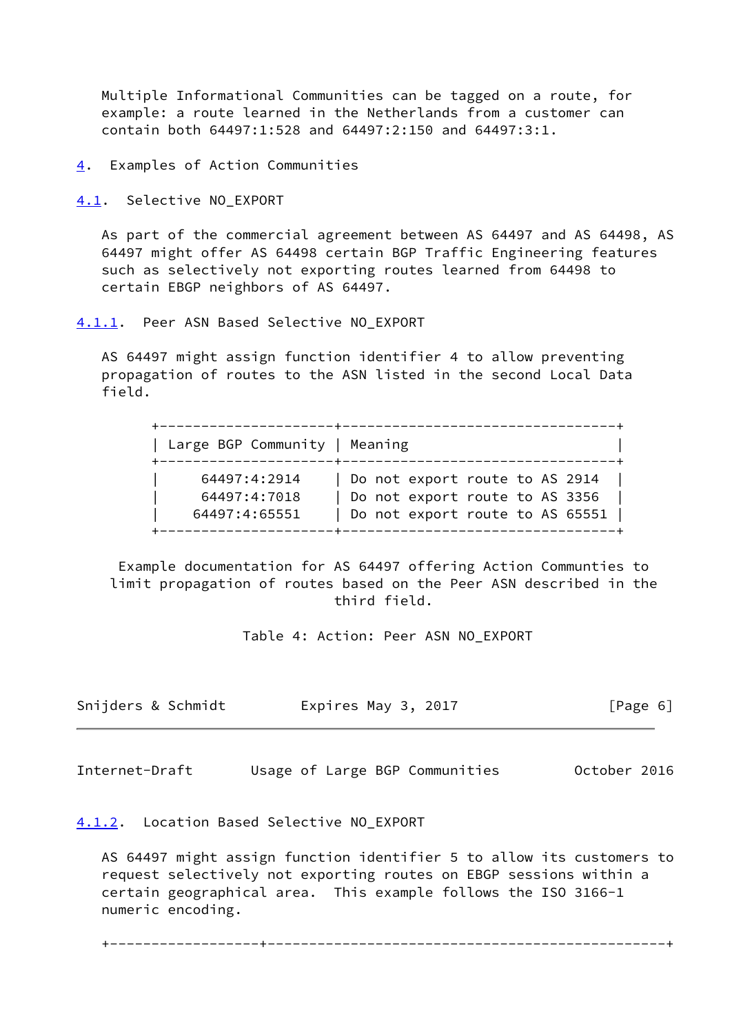Multiple Informational Communities can be tagged on a route, for example: a route learned in the Netherlands from a customer can contain both 64497:1:528 and 64497:2:150 and 64497:3:1.

## 4. Examples of Action Communities

### 4.1. Selective NO_EXPORT

As part of the commercial agreement between AS 64497 and AS 64498, AS 64497 might offer AS 64498 certain BGP Traffic Engineering features such as selectively not exporting routes learned from 64498 to certain EBGP neighbors of AS 64497.

#### 4.1.1. Peer ASN Based Selective NO_EXPORT

AS 64497 might assign function identifier 4 to allow preventing propagation of routes to the ASN listed in the second Local Data field.

| Large BGP Community | Meaning |
| --- | --- |
| 64497:4:2914 | Do not export route to AS 2914 |
| 64497:4:7018 | Do not export route to AS 3356 |
| 64497:4:65551 | Do not export route to AS 65551 |

Example documentation for AS 64497 offering Action Communities to limit propagation of routes based on the Peer ASN described in the third field.

Table 4: Action: Peer ASN NO_EXPORT

#### 4.1.2. Location Based Selective NO_EXPORT

AS 64497 might assign function identifier 5 to allow its customers to request selectively not exporting routes on EBGP sessions within a certain geographical area. This example follows the ISO 3166-1 numeric encoding.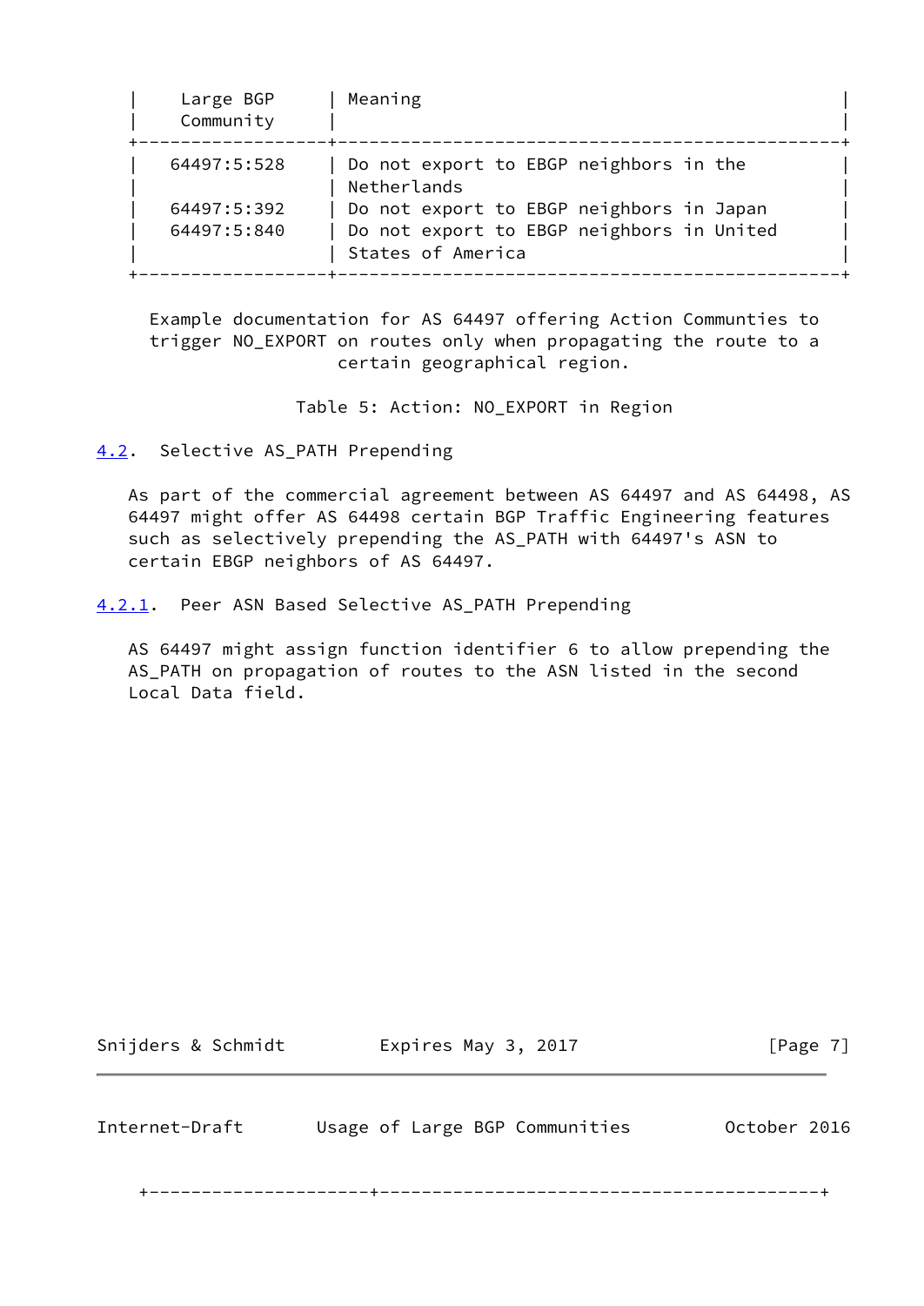| Large BGP Community | Meaning |
| --- | --- |
| 64497:5:528 | Do not export to EBGP neighbors in the Netherlands |
| 64497:5:392 | Do not export to EBGP neighbors in Japan |
| 64497:5:840 | Do not export to EBGP neighbors in United States of America |

Example documentation for AS 64497 offering Action Communties to trigger NO_EXPORT on routes only when propagating the route to a certain geographical region.

Table 5: Action: NO_EXPORT in Region

### 4.2. Selective AS_PATH Prepending

As part of the commercial agreement between AS 64497 and AS 64498, AS 64497 might offer AS 64498 certain BGP Traffic Engineering features such as selectively prepending the AS_PATH with 64497's ASN to certain EBGP neighbors of AS 64497.

#### 4.2.1. Peer ASN Based Selective AS_PATH Prepending

AS 64497 might assign function identifier 6 to allow prepending the AS_PATH on propagation of routes to the ASN listed in the second Local Data field.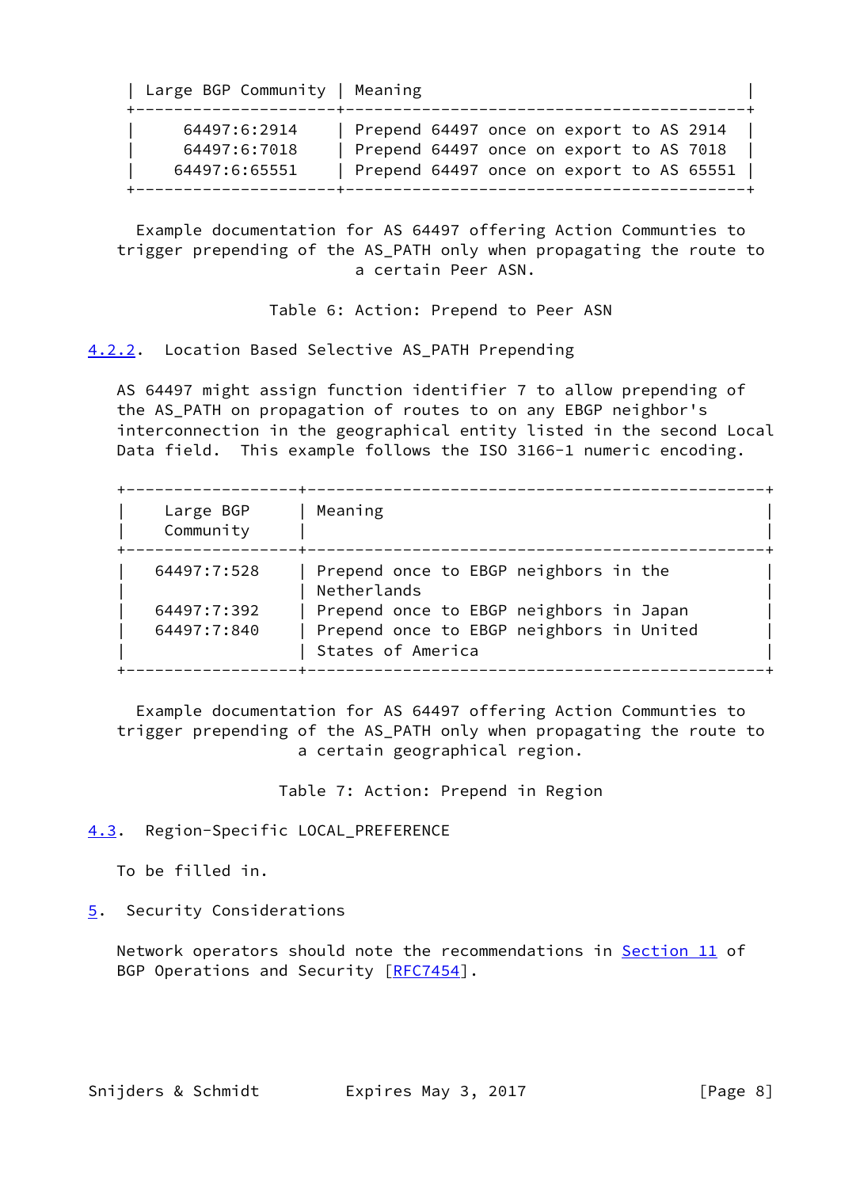| Large BGP Community | Meaning |
| --- | --- |
| 64497:6:2914 | Prepend 64497 once on export to AS 2914 |
| 64497:6:7018 | Prepend 64497 once on export to AS 7018 |
| 64497:6:65551 | Prepend 64497 once on export to AS 65551 |

Example documentation for AS 64497 offering Action Communities to trigger prepending of the AS_PATH only when propagating the route to a certain Peer ASN.

Table 6: Action: Prepend to Peer ASN

### 4.2.2. Location Based Selective AS_PATH Prepending

AS 64497 might assign function identifier 7 to allow prepending of the AS_PATH on propagation of routes to on any EBGP neighbor's interconnection in the geographical entity listed in the second Local Data field. This example follows the ISO 3166-1 numeric encoding.

| Large BGP Community | Meaning |
| --- | --- |
| 64497:7:528 | Prepend once to EBGP neighbors in the Netherlands |
| 64497:7:392 | Prepend once to EBGP neighbors in Japan |
| 64497:7:840 | Prepend once to EBGP neighbors in United States of America |

Example documentation for AS 64497 offering Action Communities to trigger prepending of the AS_PATH only when propagating the route to a certain geographical region.

Table 7: Action: Prepend in Region

## 4.3. Region-Specific LOCAL_PREFERENCE

To be filled in.

# 5. Security Considerations

Network operators should note the recommendations in Section 11 of BGP Operations and Security [RFC7454].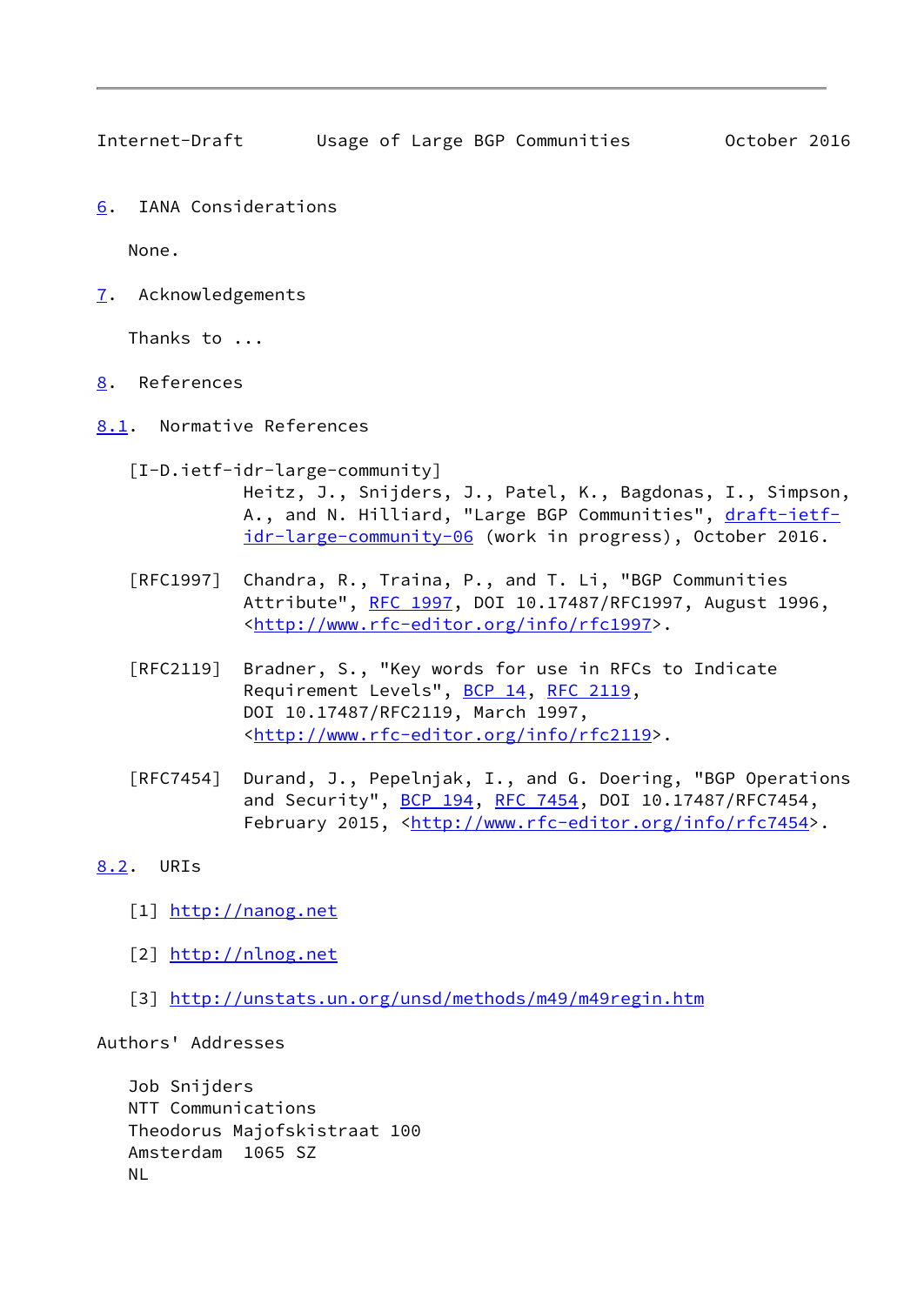## 6. IANA Considerations

None.

## 7. Acknowledgements

Thanks to ...

## 8. References

### 8.1. Normative References

[I-D.ietf-idr-large-community]
Heitz, J., Snijders, J., Patel, K., Bagdonas, I., Simpson, A., and N. Hilliard, "Large BGP Communities", draft-ietf-idr-large-community-06 (work in progress), October 2016.

[RFC1997] Chandra, R., Traina, P., and T. Li, "BGP Communities Attribute", RFC 1997, DOI 10.17487/RFC1997, August 1996, <http://www.rfc-editor.org/info/rfc1997>.

[RFC2119] Bradner, S., "Key words for use in RFCs to Indicate Requirement Levels", BCP 14, RFC 2119, DOI 10.17487/RFC2119, March 1997, <http://www.rfc-editor.org/info/rfc2119>.

[RFC7454] Durand, J., Pepelnjak, I., and G. Doering, "BGP Operations and Security", BCP 194, RFC 7454, DOI 10.17487/RFC7454, February 2015, <http://www.rfc-editor.org/info/rfc7454>.

### 8.2. URIs

[1] http://nanog.net

[2] http://nlnog.net

[3] http://unstats.un.org/unsd/methods/m49/m49regin.htm

## Authors' Addresses

Job Snijders
NTT Communications
Theodorus Majofskistraat 100
Amsterdam 1065 SZ
NL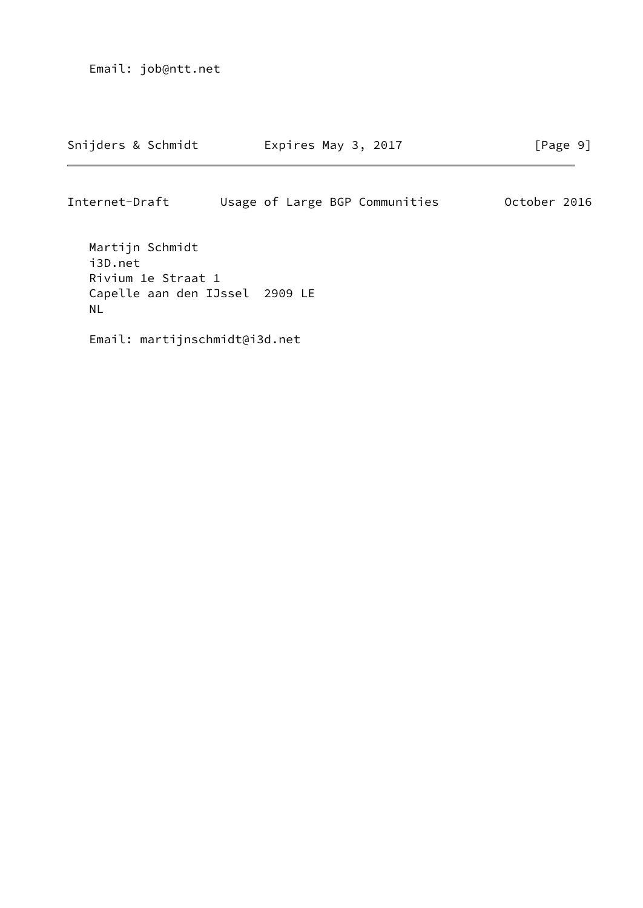Email: job@ntt.net

Martijn Schmidt
i3D.net
Rivium 1e Straat 1
Capelle aan den IJssel  2909 LE
NL

Email: martijnschmidt@i3d.net